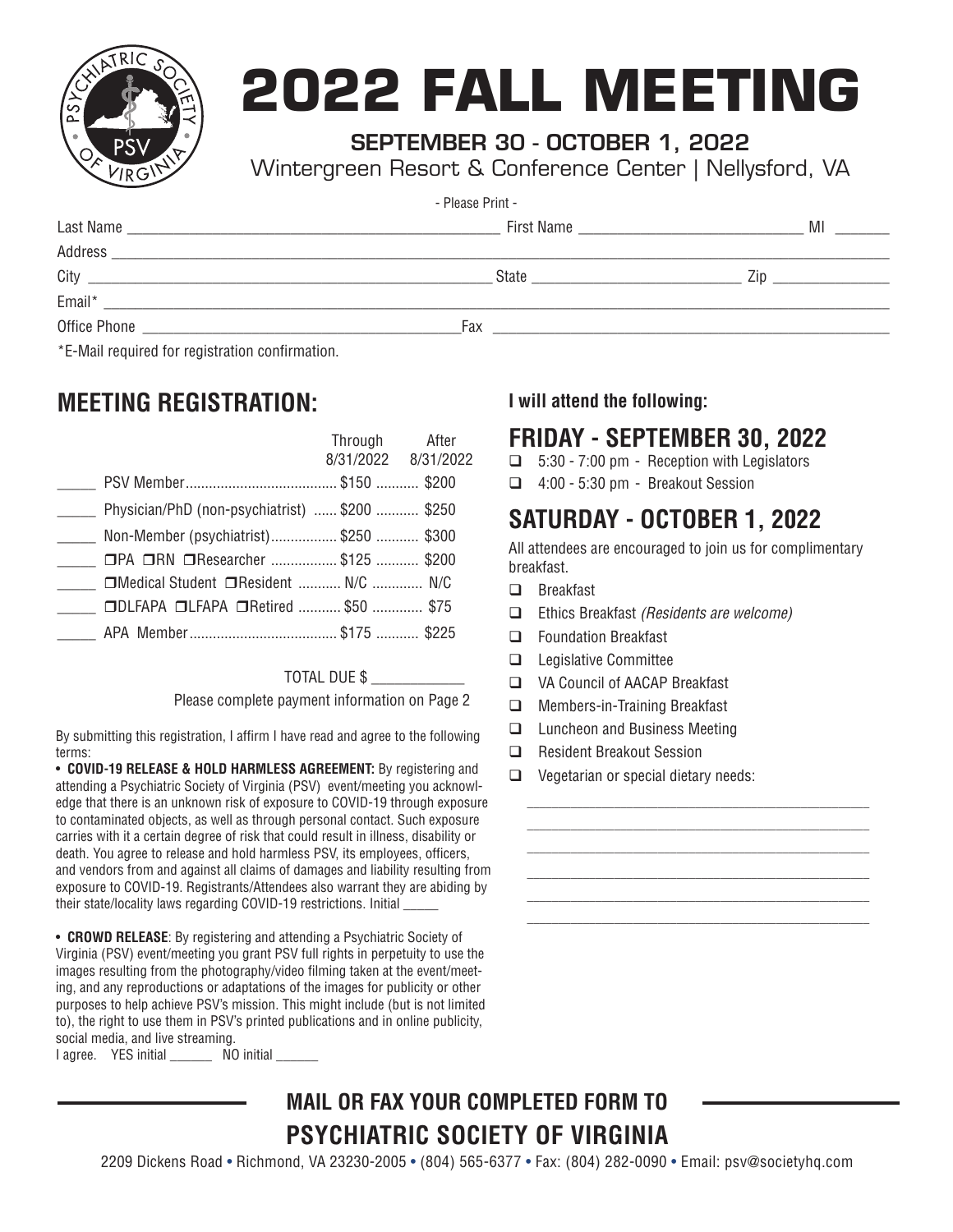# 2022 FALL MEETING

**SEPTEMBER 30 - OCTOBER 1, 2022**

Wintergreen Resort & Conference Center | Nellysford, VA

- Please Print -

Last Name ______________________________ First Name ______________________ MI ______

Address ______________________________________________________________

City ______________________________ State ______________________ Zip ____________

Email* ______________________________________________________________

Office Phone ______________________________ Fax ______________________________

*E-Mail required for registration confirmation.

## MEETING REGISTRATION:

| | | Through 8/31/2022 | After 8/31/2022 |
|---|---|---|---|
| _____ | PSV Member | $150 | $200 |
| _____ | Physician/PhD (non-psychiatrist) | $200 | $250 |
| _____ | Non-Member (psychiatrist) | $250 | $300 |
| _____ | ❒PA ❒RN ❒Researcher | $125 | $200 |
| _____ | ❒Medical Student ❒Resident | N/C | N/C |
| _____ | ❒DLFAPA ❒LFAPA ❒Retired | $50 | $75 |
| _____ | APA Member | $175 | $225 |

TOTAL DUE $ ____________

Please complete payment information on Page 2

By submitting this registration, I affirm I have read and agree to the following terms:

• **COVID-19 RELEASE & HOLD HARMLESS AGREEMENT:** By registering and attending a Psychiatric Society of Virginia (PSV) event/meeting you acknowledge that there is an unknown risk of exposure to COVID-19 through exposure to contaminated objects, as well as through personal contact. Such exposure carries with it a certain degree of risk that could result in illness, disability or death. You agree to release and hold harmless PSV, its employees, officers, and vendors from and against all claims of damages and liability resulting from exposure to COVID-19. Registrants/Attendees also warrant they are abiding by their state/locality laws regarding COVID-19 restrictions. Initial _____

• **CROWD RELEASE**: By registering and attending a Psychiatric Society of Virginia (PSV) event/meeting you grant PSV full rights in perpetuity to use the images resulting from the photography/video filming taken at the event/meeting, and any reproductions or adaptations of the images for publicity or other purposes to help achieve PSV's mission. This might include (but is not limited to), the right to use them in PSV's printed publications and in online publicity, social media, and live streaming.

I agree. YES initial ______ NO initial ______

**I will attend the following:**

## FRIDAY - SEPTEMBER 30, 2022

- ❑ 5:30 - 7:00 pm - Reception with Legislators
- ❑ 4:00 - 5:30 pm - Breakout Session

## SATURDAY - OCTOBER 1, 2022

All attendees are encouraged to join us for complimentary breakfast.

- ❑ Breakfast
- ❑ Ethics Breakfast *(Residents are welcome)*
- ❑ Foundation Breakfast
- ❑ Legislative Committee
- ❑ VA Council of AACAP Breakfast
- ❑ Members-in-Training Breakfast
- ❑ Luncheon and Business Meeting
- ❑ Resident Breakout Session
- ❑ Vegetarian or special dietary needs:

______________________________________________

______________________________________________

______________________________________________

______________________________________________

______________________________________________

______________________________________________

**MAIL OR FAX YOUR COMPLETED FORM TO**

**PSYCHIATRIC SOCIETY OF VIRGINIA**

2209 Dickens Road • Richmond, VA 23230-2005 • (804) 565-6377 • Fax: (804) 282-0090 • Email: psv@societyhq.com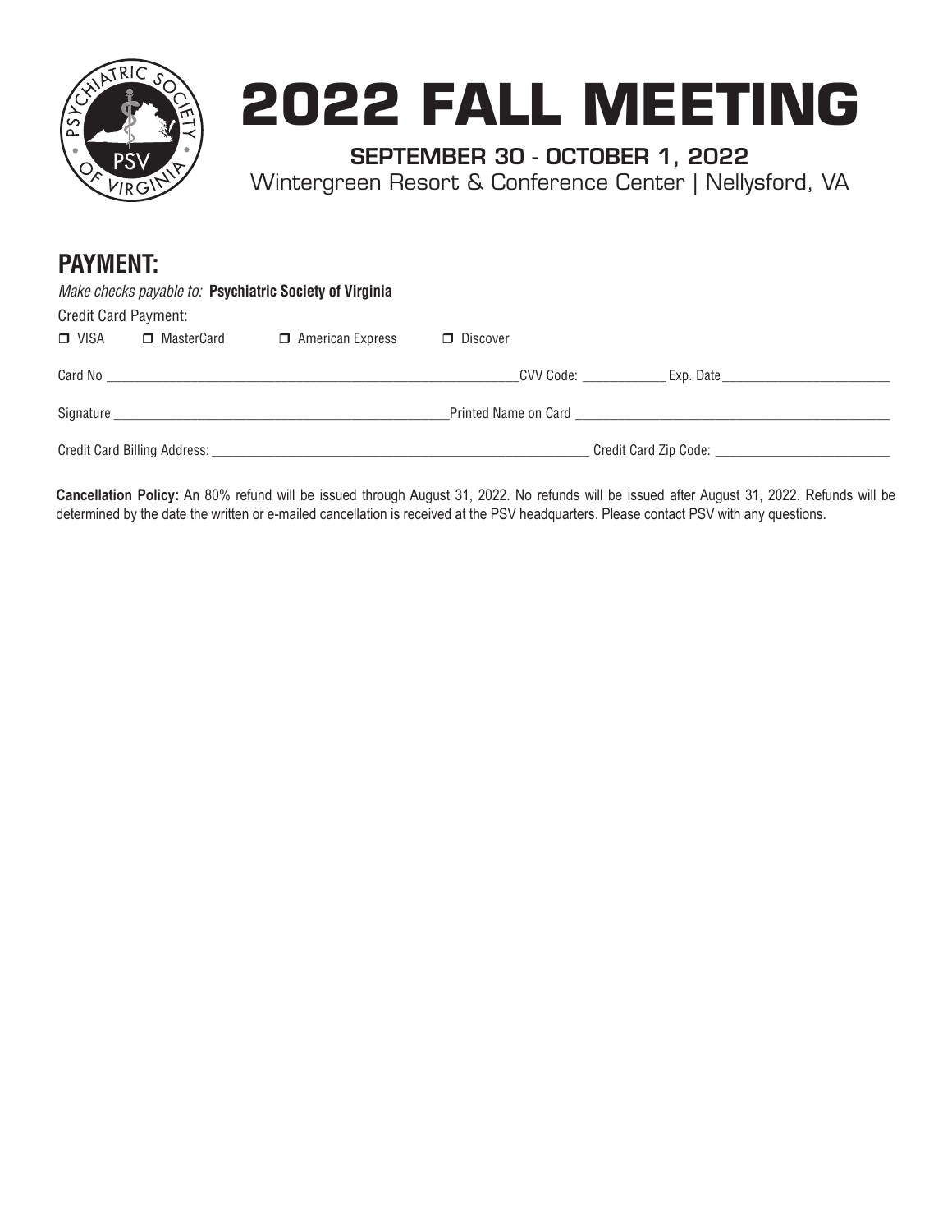# 2022 FALL MEETING

**SEPTEMBER 30 - OCTOBER 1, 2022**

Wintergreen Resort & Conference Center | Nellysford, VA

## PAYMENT:

*Make checks payable to:* **Psychiatric Society of Virginia**

Credit Card Payment:

❒ VISA ❒ MasterCard ❒ American Express ❒ Discover

Card No ____________________________________________________________CVV Code: ____________ Exp. Date________________________

Signature ________________________________________________Printed Name on Card _____________________________________________

Credit Card Billing Address: ________________________________________________________ Credit Card Zip Code: _________________________

**Cancellation Policy:** An 80% refund will be issued through August 31, 2022. No refunds will be issued after August 31, 2022. Refunds will be determined by the date the written or e-mailed cancellation is received at the PSV headquarters. Please contact PSV with any questions.